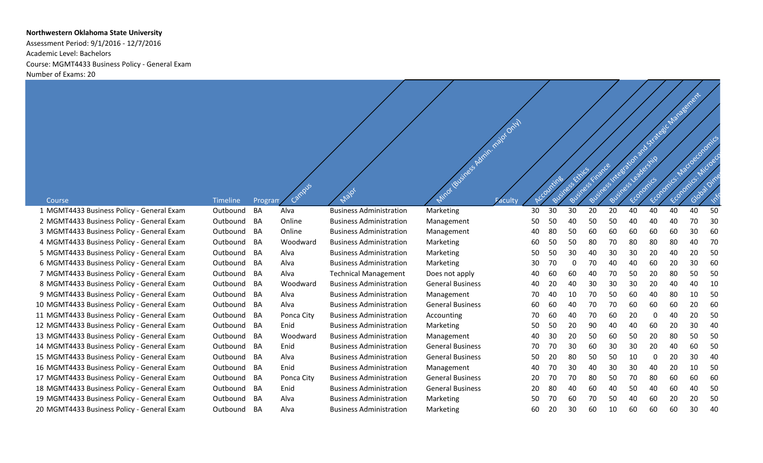**Northwestern Oklahoma State University**

Assessment Period: 9/1/2016 - 12/7/2016

Academic Level: Bachelors

Course: MGMT4433 Business Policy - General Exam

Number of Exams: 20

| | Course | Timeline | Program | Campus | Major | Minor (Business Admin. major Only) | Faculty | Accounting | Business Ethics | Business Finance | Business Integration and Strategic Management | Business Leadership | Economics | Economics: Macroeconomics | Economics: Microeco | Global Dime | Info |
|---|---|---|---|---|---|---|---|---|---|---|---|---|---|---|---|---|---|
| 1 | MGMT4433 Business Policy - General Exam | Outbound | BA | Alva | Business Administration | Marketing | | 30 | 30 | 30 | 20 | 20 | 40 | 40 | 40 | 40 | 50 |
| 2 | MGMT4433 Business Policy - General Exam | Outbound | BA | Online | Business Administration | Management | | 50 | 50 | 40 | 50 | 50 | 40 | 40 | 40 | 70 | 30 |
| 3 | MGMT4433 Business Policy - General Exam | Outbound | BA | Online | Business Administration | Management | | 40 | 80 | 50 | 60 | 60 | 60 | 60 | 60 | 30 | 60 |
| 4 | MGMT4433 Business Policy - General Exam | Outbound | BA | Woodward | Business Administration | Marketing | | 60 | 50 | 50 | 80 | 70 | 80 | 80 | 80 | 40 | 70 |
| 5 | MGMT4433 Business Policy - General Exam | Outbound | BA | Alva | Business Administration | Marketing | | 50 | 50 | 30 | 40 | 30 | 30 | 20 | 40 | 20 | 50 |
| 6 | MGMT4433 Business Policy - General Exam | Outbound | BA | Alva | Business Administration | Marketing | | 30 | 70 | 0 | 70 | 40 | 40 | 60 | 20 | 30 | 60 |
| 7 | MGMT4433 Business Policy - General Exam | Outbound | BA | Alva | Technical Management | Does not apply | | 40 | 60 | 60 | 40 | 70 | 50 | 20 | 80 | 50 | 50 |
| 8 | MGMT4433 Business Policy - General Exam | Outbound | BA | Woodward | Business Administration | General Business | | 40 | 20 | 40 | 30 | 30 | 30 | 20 | 40 | 40 | 10 |
| 9 | MGMT4433 Business Policy - General Exam | Outbound | BA | Alva | Business Administration | Management | | 70 | 40 | 10 | 70 | 50 | 60 | 40 | 80 | 10 | 50 |
| 10 | MGMT4433 Business Policy - General Exam | Outbound | BA | Alva | Business Administration | General Business | | 60 | 60 | 40 | 70 | 70 | 60 | 60 | 60 | 20 | 60 |
| 11 | MGMT4433 Business Policy - General Exam | Outbound | BA | Ponca City | Business Administration | Accounting | | 70 | 60 | 40 | 70 | 60 | 20 | 0 | 40 | 20 | 50 |
| 12 | MGMT4433 Business Policy - General Exam | Outbound | BA | Enid | Business Administration | Marketing | | 50 | 50 | 20 | 90 | 40 | 40 | 60 | 20 | 30 | 40 |
| 13 | MGMT4433 Business Policy - General Exam | Outbound | BA | Woodward | Business Administration | Management | | 40 | 30 | 20 | 50 | 60 | 50 | 20 | 80 | 50 | 50 |
| 14 | MGMT4433 Business Policy - General Exam | Outbound | BA | Enid | Business Administration | General Business | | 70 | 70 | 30 | 60 | 30 | 30 | 20 | 40 | 60 | 50 |
| 15 | MGMT4433 Business Policy - General Exam | Outbound | BA | Alva | Business Administration | General Business | | 50 | 20 | 80 | 50 | 50 | 10 | 0 | 20 | 30 | 40 |
| 16 | MGMT4433 Business Policy - General Exam | Outbound | BA | Enid | Business Administration | Management | | 40 | 70 | 30 | 40 | 30 | 30 | 40 | 20 | 10 | 50 |
| 17 | MGMT4433 Business Policy - General Exam | Outbound | BA | Ponca City | Business Administration | General Business | | 20 | 70 | 70 | 80 | 50 | 70 | 80 | 60 | 60 | 60 |
| 18 | MGMT4433 Business Policy - General Exam | Outbound | BA | Enid | Business Administration | General Business | | 20 | 80 | 40 | 60 | 40 | 50 | 40 | 60 | 40 | 50 |
| 19 | MGMT4433 Business Policy - General Exam | Outbound | BA | Alva | Business Administration | Marketing | | 50 | 70 | 60 | 70 | 50 | 40 | 60 | 20 | 20 | 50 |
| 20 | MGMT4433 Business Policy - General Exam | Outbound | BA | Alva | Business Administration | Marketing | | 60 | 20 | 30 | 60 | 10 | 60 | 60 | 60 | 30 | 40 |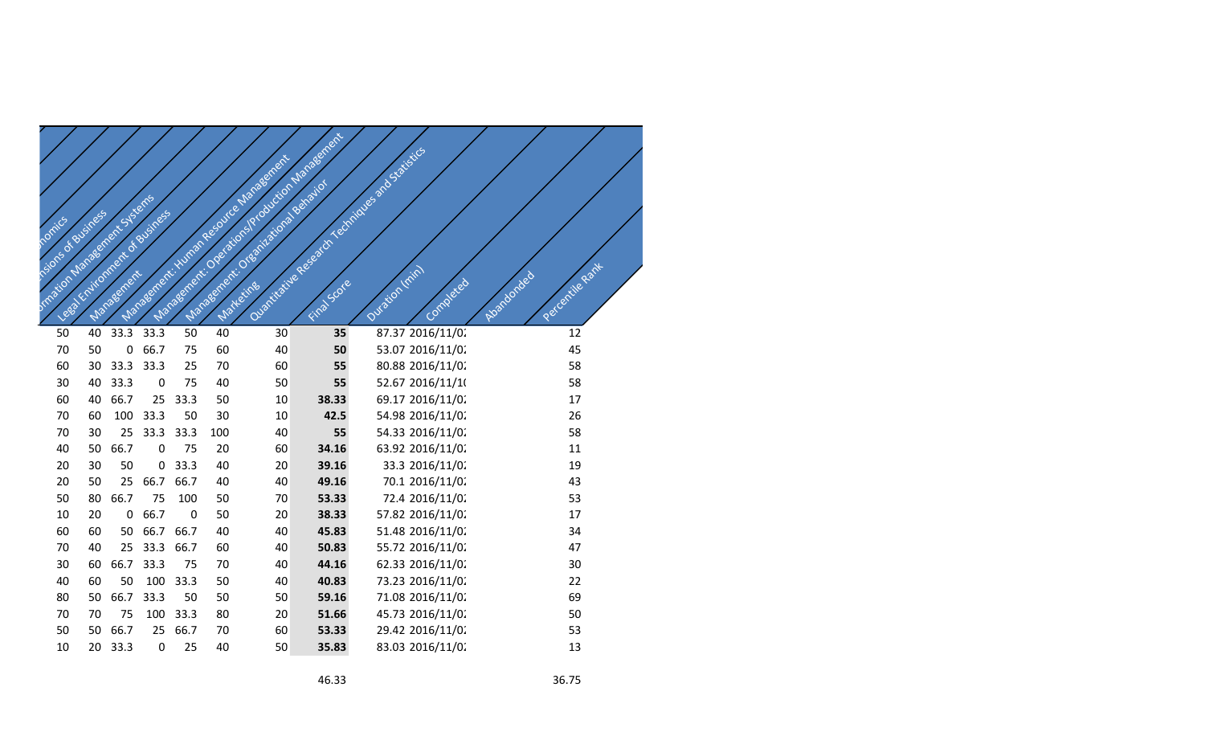| Legal Environment of Business | Management | Management: Human Resource Management | Management: Operations/Production Management | Management: Organizational Behavior | Marketing | Quantitative Research Techniques and Statistics | Final Score | Duration (min) | Completed | Abandonded | Percentile Rank |
|---|---|---|---|---|---|---|---|---|---|---|---|
| 50 | 40 | 33.3 | 33.3 | 50 | 40 | 30 | **35** | 87.37 | 2016/11/0 | | 12 |
| 70 | 50 | 0 | 66.7 | 75 | 60 | 40 | **50** | 53.07 | 2016/11/0 | | 45 |
| 60 | 30 | 33.3 | 33.3 | 25 | 70 | 60 | **55** | 80.88 | 2016/11/0 | | 58 |
| 30 | 40 | 33.3 | 0 | 75 | 40 | 50 | **55** | 52.67 | 2016/11/1 | | 58 |
| 60 | 40 | 66.7 | 25 | 33.3 | 50 | 10 | **38.33** | 69.17 | 2016/11/0 | | 17 |
| 70 | 60 | 100 | 33.3 | 50 | 30 | 10 | **42.5** | 54.98 | 2016/11/0 | | 26 |
| 70 | 30 | 25 | 33.3 | 33.3 | 100 | 40 | **55** | 54.33 | 2016/11/0 | | 58 |
| 40 | 50 | 66.7 | 0 | 75 | 20 | 60 | **34.16** | 63.92 | 2016/11/0 | | 11 |
| 20 | 30 | 50 | 0 | 33.3 | 40 | 20 | **39.16** | 33.3 | 2016/11/0 | | 19 |
| 20 | 50 | 25 | 66.7 | 66.7 | 40 | 40 | **49.16** | 70.1 | 2016/11/0 | | 43 |
| 50 | 80 | 66.7 | 75 | 100 | 50 | 70 | **53.33** | 72.4 | 2016/11/0 | | 53 |
| 10 | 20 | 0 | 66.7 | 0 | 50 | 20 | **38.33** | 57.82 | 2016/11/0 | | 17 |
| 60 | 60 | 50 | 66.7 | 66.7 | 40 | 40 | **45.83** | 51.48 | 2016/11/0 | | 34 |
| 70 | 40 | 25 | 33.3 | 66.7 | 60 | 40 | **50.83** | 55.72 | 2016/11/0 | | 47 |
| 30 | 60 | 66.7 | 33.3 | 75 | 70 | 40 | **44.16** | 62.33 | 2016/11/0 | | 30 |
| 40 | 60 | 50 | 100 | 33.3 | 50 | 40 | **40.83** | 73.23 | 2016/11/0 | | 22 |
| 80 | 50 | 66.7 | 33.3 | 50 | 50 | 50 | **59.16** | 71.08 | 2016/11/0 | | 69 |
| 70 | 70 | 75 | 100 | 33.3 | 80 | 20 | **51.66** | 45.73 | 2016/11/0 | | 50 |
| 50 | 50 | 66.7 | 25 | 66.7 | 70 | 60 | **53.33** | 29.42 | 2016/11/0 | | 53 |
| 10 | 20 | 33.3 | 0 | 25 | 40 | 50 | **35.83** | 83.03 | 2016/11/0 | | 13 |
| | | | | | | | 46.33 | | | | 36.75 |